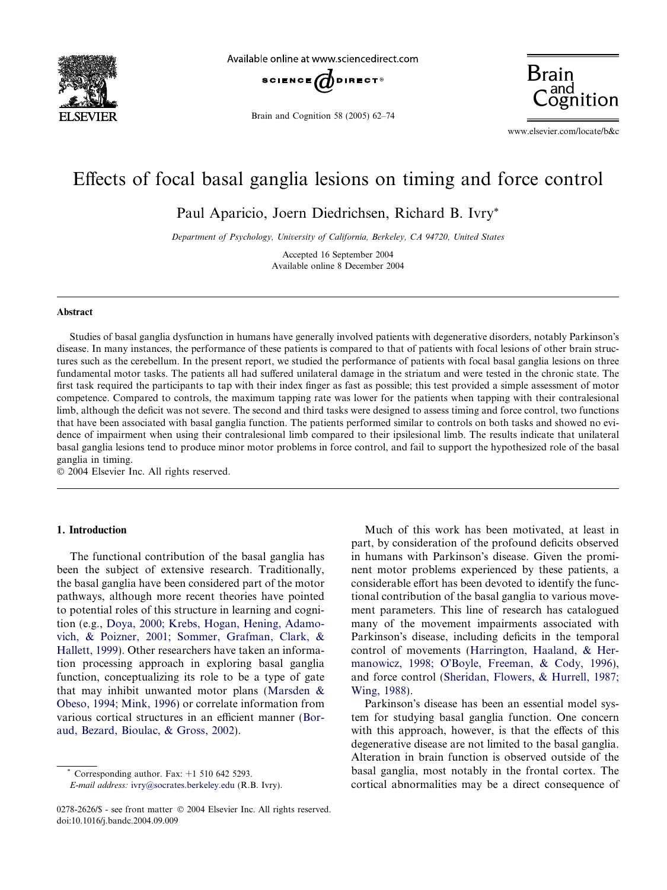# Effects of focal basal ganglia lesions on timing and force control

Paul Aparicio, Joern Diedrichsen, Richard B. Ivry*

*Department of Psychology, University of California, Berkeley, CA 94720, United States*

Accepted 16 September 2004
Available online 8 December 2004

## Abstract

Studies of basal ganglia dysfunction in humans have generally involved patients with degenerative disorders, notably Parkinson's disease. In many instances, the performance of these patients is compared to that of patients with focal lesions of other brain structures such as the cerebellum. In the present report, we studied the performance of patients with focal basal ganglia lesions on three fundamental motor tasks. The patients all had suffered unilateral damage in the striatum and were tested in the chronic state. The first task required the participants to tap with their index finger as fast as possible; this test provided a simple assessment of motor competence. Compared to controls, the maximum tapping rate was lower for the patients when tapping with their contralesional limb, although the deficit was not severe. The second and third tasks were designed to assess timing and force control, two functions that have been associated with basal ganglia function. The patients performed similar to controls on both tasks and showed no evidence of impairment when using their contralesional limb compared to their ipsilesional limb. The results indicate that unilateral basal ganglia lesions tend to produce minor motor problems in force control, and fail to support the hypothesized role of the basal ganglia in timing.

© 2004 Elsevier Inc. All rights reserved.

## 1. Introduction

The functional contribution of the basal ganglia has been the subject of extensive research. Traditionally, the basal ganglia have been considered part of the motor pathways, although more recent theories have pointed to potential roles of this structure in learning and cognition (e.g., Doya, 2000; Krebs, Hogan, Hening, Adamovich, & Poizner, 2001; Sommer, Grafman, Clark, & Hallett, 1999). Other researchers have taken an information processing approach in exploring basal ganglia function, conceptualizing its role to be a type of gate that may inhibit unwanted motor plans (Marsden & Obeso, 1994; Mink, 1996) or correlate information from various cortical structures in an efficient manner (Boraud, Bezard, Bioulac, & Gross, 2002).

Much of this work has been motivated, at least in part, by consideration of the profound deficits observed in humans with Parkinson's disease. Given the prominent motor problems experienced by these patients, a considerable effort has been devoted to identify the functional contribution of the basal ganglia to various movement parameters. This line of research has catalogued many of the movement impairments associated with Parkinson's disease, including deficits in the temporal control of movements (Harrington, Haaland, & Hermanowicz, 1998; O'Boyle, Freeman, & Cody, 1996), and force control (Sheridan, Flowers, & Hurrell, 1987; Wing, 1988).

Parkinson's disease has been an essential model system for studying basal ganglia function. One concern with this approach, however, is that the effects of this degenerative disease are not limited to the basal ganglia. Alteration in brain function is observed outside of the basal ganglia, most notably in the frontal cortex. The cortical abnormalities may be a direct consequence of

---

* Corresponding author. Fax: +1 510 642 5293.
*E-mail address:* ivry@socrates.berkeley.edu (R.B. Ivry).

0278-2626/$ - see front matter © 2004 Elsevier Inc. All rights reserved.
doi:10.1016/j.bandc.2004.09.009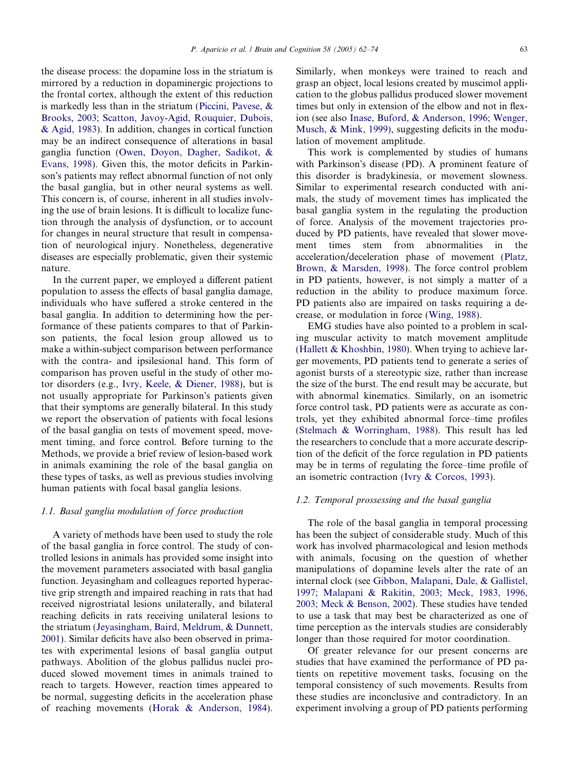the disease process: the dopamine loss in the striatum is mirrored by a reduction in dopaminergic projections to the frontal cortex, although the extent of this reduction is markedly less than in the striatum (Piccini, Pavese, & Brooks, 2003; Scatton, Javoy-Agid, Rouquier, Dubois, & Agid, 1983). In addition, changes in cortical function may be an indirect consequence of alterations in basal ganglia function (Owen, Doyon, Dagher, Sadikot, & Evans, 1998). Given this, the motor deficits in Parkinson's patients may reflect abnormal function of not only the basal ganglia, but in other neural systems as well. This concern is, of course, inherent in all studies involving the use of brain lesions. It is difficult to localize function through the analysis of dysfunction, or to account for changes in neural structure that result in compensation of neurological injury. Nonetheless, degenerative diseases are especially problematic, given their systemic nature.

In the current paper, we employed a different patient population to assess the effects of basal ganglia damage, individuals who have suffered a stroke centered in the basal ganglia. In addition to determining how the performance of these patients compares to that of Parkinson patients, the focal lesion group allowed us to make a within-subject comparison between performance with the contra- and ipsilesional hand. This form of comparison has proven useful in the study of other motor disorders (e.g., Ivry, Keele, & Diener, 1988), but is not usually appropriate for Parkinson's patients given that their symptoms are generally bilateral. In this study we report the observation of patients with focal lesions of the basal ganglia on tests of movement speed, movement timing, and force control. Before turning to the Methods, we provide a brief review of lesion-based work in animals examining the role of the basal ganglia on these types of tasks, as well as previous studies involving human patients with focal basal ganglia lesions.

### 1.1. Basal ganglia modulation of force production

A variety of methods have been used to study the role of the basal ganglia in force control. The study of controlled lesions in animals has provided some insight into the movement parameters associated with basal ganglia function. Jeyasingham and colleagues reported hyperactive grip strength and impaired reaching in rats that had received nigrostriatal lesions unilaterally, and bilateral reaching deficits in rats receiving unilateral lesions to the striatum (Jeyasingham, Baird, Meldrum, & Dunnett, 2001). Similar deficits have also been observed in primates with experimental lesions of basal ganglia output pathways. Abolition of the globus pallidus nuclei produced slowed movement times in animals trained to reach to targets. However, reaction times appeared to be normal, suggesting deficits in the acceleration phase of reaching movements (Horak & Anderson, 1984). Similarly, when monkeys were trained to reach and grasp an object, local lesions created by muscimol application to the globus pallidus produced slower movement times but only in extension of the elbow and not in flexion (see also Inase, Buford, & Anderson, 1996; Wenger, Musch, & Mink, 1999), suggesting deficits in the modulation of movement amplitude.

This work is complemented by studies of humans with Parkinson's disease (PD). A prominent feature of this disorder is bradykinesia, or movement slowness. Similar to experimental research conducted with animals, the study of movement times has implicated the basal ganglia system in the regulating the production of force. Analysis of the movement trajectories produced by PD patients, have revealed that slower movement times stem from abnormalities in the acceleration/deceleration phase of movement (Platz, Brown, & Marsden, 1998). The force control problem in PD patients, however, is not simply a matter of a reduction in the ability to produce maximum force. PD patients also are impaired on tasks requiring a decrease, or modulation in force (Wing, 1988).

EMG studies have also pointed to a problem in scaling muscular activity to match movement amplitude (Hallett & Khoshbin, 1980). When trying to achieve larger movements, PD patients tend to generate a series of agonist bursts of a stereotypic size, rather than increase the size of the burst. The end result may be accurate, but with abnormal kinematics. Similarly, on an isometric force control task, PD patients were as accurate as controls, yet they exhibited abnormal force–time profiles (Stelmach & Worringham, 1988). This result has led the researchers to conclude that a more accurate description of the deficit of the force regulation in PD patients may be in terms of regulating the force–time profile of an isometric contraction (Ivry & Corcos, 1993).

### 1.2. Temporal prossessing and the basal ganglia

The role of the basal ganglia in temporal processing has been the subject of considerable study. Much of this work has involved pharmacological and lesion methods with animals, focusing on the question of whether manipulations of dopamine levels alter the rate of an internal clock (see Gibbon, Malapani, Dale, & Gallistel, 1997; Malapani & Rakitin, 2003; Meck, 1983, 1996, 2003; Meck & Benson, 2002). These studies have tended to use a task that may best be characterized as one of time perception as the intervals studies are considerably longer than those required for motor coordination.

Of greater relevance for our present concerns are studies that have examined the performance of PD patients on repetitive movement tasks, focusing on the temporal consistency of such movements. Results from these studies are inconclusive and contradictory. In an experiment involving a group of PD patients performing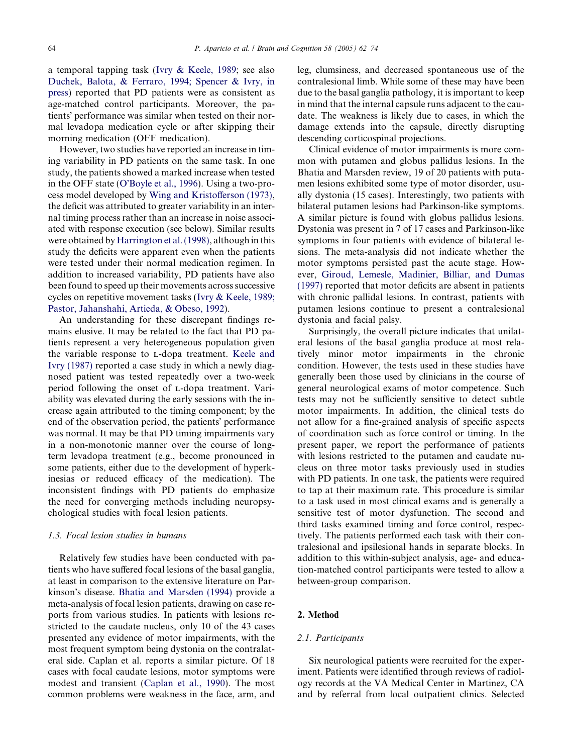a temporal tapping task (Ivry & Keele, 1989; see also Duchek, Balota, & Ferraro, 1994; Spencer & Ivry, in press) reported that PD patients were as consistent as age-matched control participants. Moreover, the patients' performance was similar when tested on their normal levadopa medication cycle or after skipping their morning medication (OFF medication).

However, two studies have reported an increase in timing variability in PD patients on the same task. In one study, the patients showed a marked increase when tested in the OFF state (O'Boyle et al., 1996). Using a two-process model developed by Wing and Kristofferson (1973), the deficit was attributed to greater variability in an internal timing process rather than an increase in noise associated with response execution (see below). Similar results were obtained by Harrington et al. (1998), although in this study the deficits were apparent even when the patients were tested under their normal medication regimen. In addition to increased variability, PD patients have also been found to speed up their movements across successive cycles on repetitive movement tasks (Ivry & Keele, 1989; Pastor, Jahanshahi, Artieda, & Obeso, 1992).

An understanding for these discrepant findings remains elusive. It may be related to the fact that PD patients represent a very heterogeneous population given the variable response to L-dopa treatment. Keele and Ivry (1987) reported a case study in which a newly diagnosed patient was tested repeatedly over a two-week period following the onset of L-dopa treatment. Variability was elevated during the early sessions with the increase again attributed to the timing component; by the end of the observation period, the patients' performance was normal. It may be that PD timing impairments vary in a non-monotonic manner over the course of long-term levadopa treatment (e.g., become pronounced in some patients, either due to the development of hyperkinesias or reduced efficacy of the medication). The inconsistent findings with PD patients do emphasize the need for converging methods including neuropsychological studies with focal lesion patients.

### 1.3. Focal lesion studies in humans

Relatively few studies have been conducted with patients who have suffered focal lesions of the basal ganglia, at least in comparison to the extensive literature on Parkinson's disease. Bhatia and Marsden (1994) provide a meta-analysis of focal lesion patients, drawing on case reports from various studies. In patients with lesions restricted to the caudate nucleus, only 10 of the 43 cases presented any evidence of motor impairments, with the most frequent symptom being dystonia on the contralateral side. Caplan et al. reports a similar picture. Of 18 cases with focal caudate lesions, motor symptoms were modest and transient (Caplan et al., 1990). The most common problems were weakness in the face, arm, and leg, clumsiness, and decreased spontaneous use of the contralesional limb. While some of these may have been due to the basal ganglia pathology, it is important to keep in mind that the internal capsule runs adjacent to the caudate. The weakness is likely due to cases, in which the damage extends into the capsule, directly disrupting descending corticospinal projections.

Clinical evidence of motor impairments is more common with putamen and globus pallidus lesions. In the Bhatia and Marsden review, 19 of 20 patients with putamen lesions exhibited some type of motor disorder, usually dystonia (15 cases). Interestingly, two patients with bilateral putamen lesions had Parkinson-like symptoms. A similar picture is found with globus pallidus lesions. Dystonia was present in 7 of 17 cases and Parkinson-like symptoms in four patients with evidence of bilateral lesions. The meta-analysis did not indicate whether the motor symptoms persisted past the acute stage. However, Giroud, Lemesle, Madinier, Billiar, and Dumas (1997) reported that motor deficits are absent in patients with chronic pallidal lesions. In contrast, patients with putamen lesions continue to present a contralesional dystonia and facial palsy.

Surprisingly, the overall picture indicates that unilateral lesions of the basal ganglia produce at most relatively minor motor impairments in the chronic condition. However, the tests used in these studies have generally been those used by clinicians in the course of general neurological exams of motor competence. Such tests may not be sufficiently sensitive to detect subtle motor impairments. In addition, the clinical tests do not allow for a fine-grained analysis of specific aspects of coordination such as force control or timing. In the present paper, we report the performance of patients with lesions restricted to the putamen and caudate nucleus on three motor tasks previously used in studies with PD patients. In one task, the patients were required to tap at their maximum rate. This procedure is similar to a task used in most clinical exams and is generally a sensitive test of motor dysfunction. The second and third tasks examined timing and force control, respectively. The patients performed each task with their contralesional and ipsilesional hands in separate blocks. In addition to this within-subject analysis, age- and education-matched control participants were tested to allow a between-group comparison.

## 2. Method

### 2.1. Participants

Six neurological patients were recruited for the experiment. Patients were identified through reviews of radiology records at the VA Medical Center in Martinez, CA and by referral from local outpatient clinics. Selected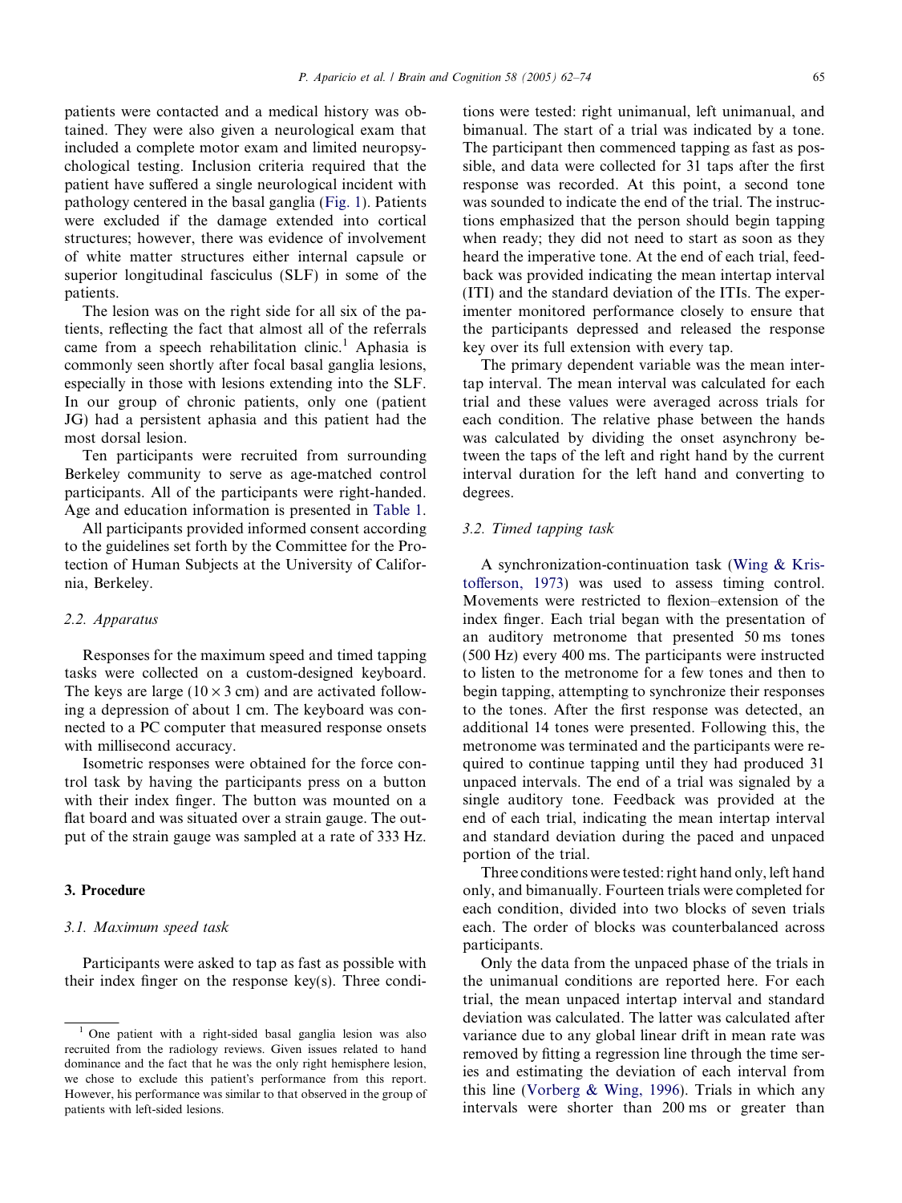patients were contacted and a medical history was obtained. They were also given a neurological exam that included a complete motor exam and limited neuropsychological testing. Inclusion criteria required that the patient have suffered a single neurological incident with pathology centered in the basal ganglia (Fig. 1). Patients were excluded if the damage extended into cortical structures; however, there was evidence of involvement of white matter structures either internal capsule or superior longitudinal fasciculus (SLF) in some of the patients.

The lesion was on the right side for all six of the patients, reflecting the fact that almost all of the referrals came from a speech rehabilitation clinic.[1] Aphasia is commonly seen shortly after focal basal ganglia lesions, especially in those with lesions extending into the SLF. In our group of chronic patients, only one (patient JG) had a persistent aphasia and this patient had the most dorsal lesion.

Ten participants were recruited from surrounding Berkeley community to serve as age-matched control participants. All of the participants were right-handed. Age and education information is presented in Table 1.

All participants provided informed consent according to the guidelines set forth by the Committee for the Protection of Human Subjects at the University of California, Berkeley.

### 2.2. Apparatus

Responses for the maximum speed and timed tapping tasks were collected on a custom-designed keyboard. The keys are large ($10 \times 3$ cm) and are activated following a depression of about 1 cm. The keyboard was connected to a PC computer that measured response onsets with millisecond accuracy.

Isometric responses were obtained for the force control task by having the participants press on a button with their index finger. The button was mounted on a flat board and was situated over a strain gauge. The output of the strain gauge was sampled at a rate of 333 Hz.

## 3. Procedure

### 3.1. Maximum speed task

Participants were asked to tap as fast as possible with their index finger on the response key(s). Three conditions were tested: right unimanual, left unimanual, and bimanual. The start of a trial was indicated by a tone. The participant then commenced tapping as fast as possible, and data were collected for 31 taps after the first response was recorded. At this point, a second tone was sounded to indicate the end of the trial. The instructions emphasized that the person should begin tapping when ready; they did not need to start as soon as they heard the imperative tone. At the end of each trial, feedback was provided indicating the mean intertap interval (ITI) and the standard deviation of the ITIs. The experimenter monitored performance closely to ensure that the participants depressed and released the response key over its full extension with every tap.

The primary dependent variable was the mean intertap interval. The mean interval was calculated for each trial and these values were averaged across trials for each condition. The relative phase between the hands was calculated by dividing the onset asynchrony between the taps of the left and right hand by the current interval duration for the left hand and converting to degrees.

### 3.2. Timed tapping task

A synchronization-continuation task (Wing & Kristofferson, 1973) was used to assess timing control. Movements were restricted to flexion–extension of the index finger. Each trial began with the presentation of an auditory metronome that presented 50 ms tones (500 Hz) every 400 ms. The participants were instructed to listen to the metronome for a few tones and then to begin tapping, attempting to synchronize their responses to the tones. After the first response was detected, an additional 14 tones were presented. Following this, the metronome was terminated and the participants were required to continue tapping until they had produced 31 unpaced intervals. The end of a trial was signaled by a single auditory tone. Feedback was provided at the end of each trial, indicating the mean intertap interval and standard deviation during the paced and unpaced portion of the trial.

Three conditions were tested: right hand only, left hand only, and bimanually. Fourteen trials were completed for each condition, divided into two blocks of seven trials each. The order of blocks was counterbalanced across participants.

Only the data from the unpaced phase of the trials in the unimanual conditions are reported here. For each trial, the mean unpaced intertap interval and standard deviation was calculated. The latter was calculated after variance due to any global linear drift in mean rate was removed by fitting a regression line through the time series and estimating the deviation of each interval from this line (Vorberg & Wing, 1996). Trials in which any intervals were shorter than 200 ms or greater than

[1] One patient with a right-sided basal ganglia lesion was also recruited from the radiology reviews. Given issues related to hand dominance and the fact that he was the only right hemisphere lesion, we chose to exclude this patient's performance from this report. However, his performance was similar to that observed in the group of patients with left-sided lesions.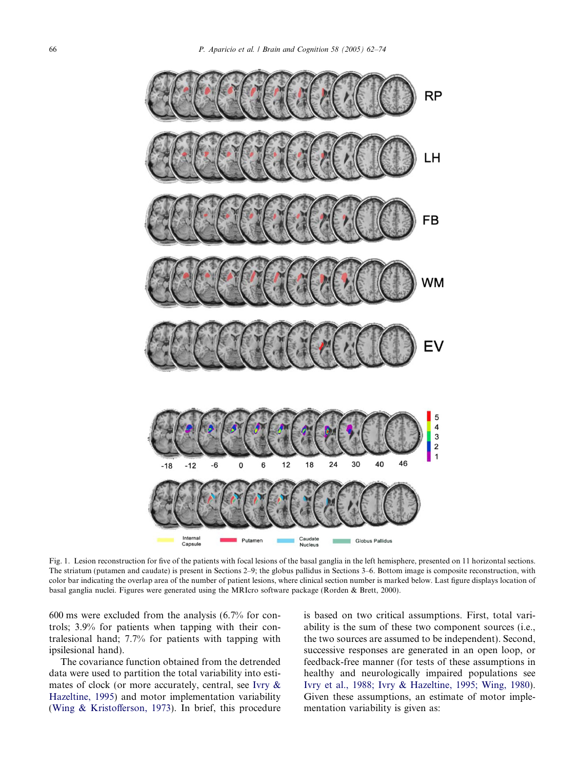Fig. 1. Lesion reconstruction for five of the patients with focal lesions of the basal ganglia in the left hemisphere, presented on 11 horizontal sections. The striatum (putamen and caudate) is present in Sections 2–9; the globus pallidus in Sections 3–6. Bottom image is composite reconstruction, with color bar indicating the overlap area of the number of patient lesions, where clinical section number is marked below. Last figure displays location of basal ganglia nuclei. Figures were generated using the MRIcro software package (Rorden & Brett, 2000).

600 ms were excluded from the analysis (6.7% for controls; 3.9% for patients when tapping with their contralesional hand; 7.7% for patients with tapping with ipsilesional hand).

The covariance function obtained from the detrended data were used to partition the total variability into estimates of clock (or more accurately, central, see Ivry & Hazeltine, 1995) and motor implementation variability (Wing & Kristofferson, 1973). In brief, this procedure is based on two critical assumptions. First, total variability is the sum of these two component sources (i.e., the two sources are assumed to be independent). Second, successive responses are generated in an open loop, or feedback-free manner (for tests of these assumptions in healthy and neurologically impaired populations see Ivry et al., 1988; Ivry & Hazeltine, 1995; Wing, 1980). Given these assumptions, an estimate of motor implementation variability is given as: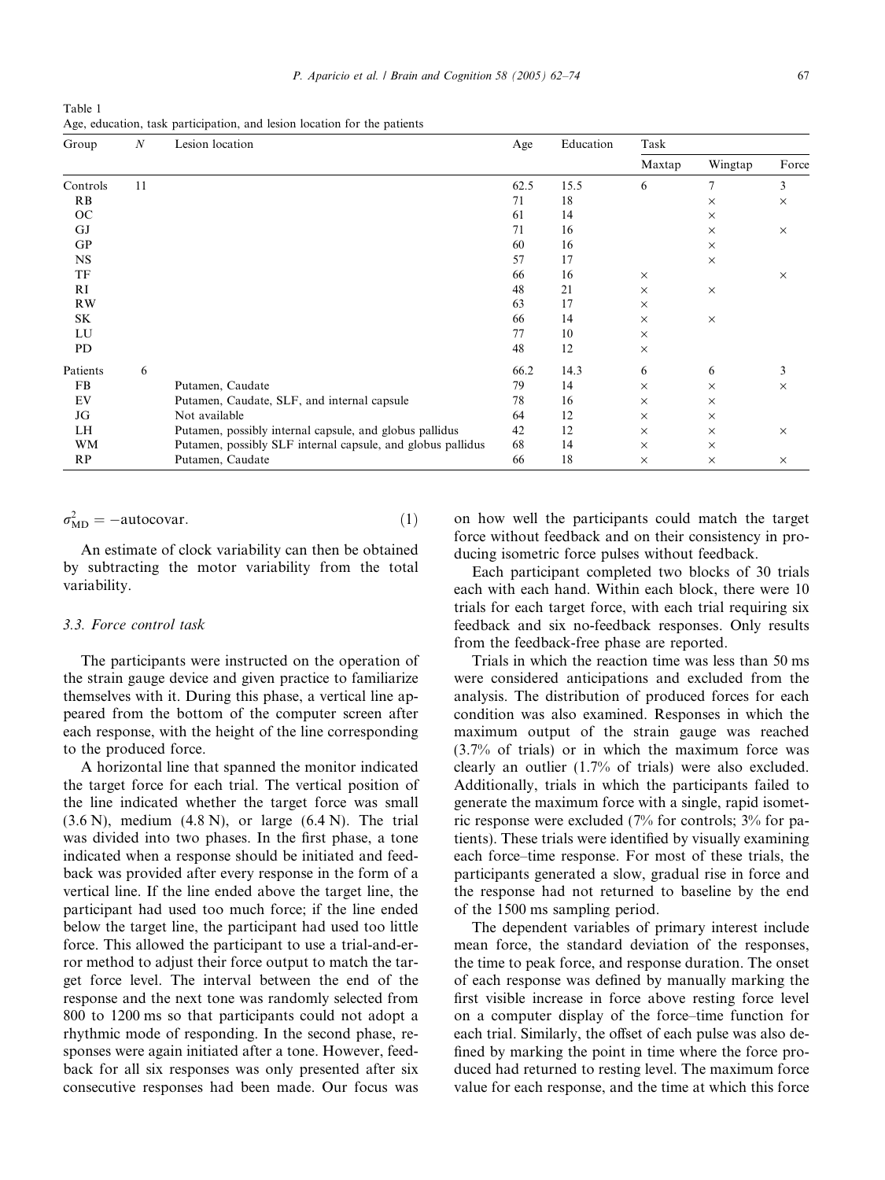Table 1
Age, education, task participation, and lesion location for the patients

| Group | N | Lesion location | Age | Education | Task | | |
|---|---|---|---|---|---|---|---|
| | | | | | Maxtap | Wingtap | Force |
| Controls | 11 | | 62.5 | 15.5 | 6 | 7 | 3 |
| RB | | | 71 | 18 | | × | × |
| OC | | | 61 | 14 | | × | |
| GJ | | | 71 | 16 | | × | × |
| GP | | | 60 | 16 | | × | |
| NS | | | 57 | 17 | | × | |
| TF | | | 66 | 16 | × | | × |
| RI | | | 48 | 21 | × | × | |
| RW | | | 63 | 17 | × | | |
| SK | | | 66 | 14 | × | × | |
| LU | | | 77 | 10 | × | | |
| PD | | | 48 | 12 | × | | |
| Patients | 6 | | 66.2 | 14.3 | 6 | 6 | 3 |
| FB | | Putamen, Caudate | 79 | 14 | × | × | × |
| EV | | Putamen, Caudate, SLF, and internal capsule | 78 | 16 | × | × | |
| JG | | Not available | 64 | 12 | × | × | |
| LH | | Putamen, possibly internal capsule, and globus pallidus | 42 | 12 | × | × | × |
| WM | | Putamen, possibly SLF internal capsule, and globus pallidus | 68 | 14 | × | × | |
| RP | | Putamen, Caudate | 66 | 18 | × | × | × |

$$\sigma^2_{\mathrm{MD}} = -\mathrm{autocovar}. \tag{1}$$

An estimate of clock variability can then be obtained by subtracting the motor variability from the total variability.

### 3.3. Force control task

The participants were instructed on the operation of the strain gauge device and given practice to familiarize themselves with it. During this phase, a vertical line appeared from the bottom of the computer screen after each response, with the height of the line corresponding to the produced force.

A horizontal line that spanned the monitor indicated the target force for each trial. The vertical position of the line indicated whether the target force was small (3.6 N), medium (4.8 N), or large (6.4 N). The trial was divided into two phases. In the first phase, a tone indicated when a response should be initiated and feedback was provided after every response in the form of a vertical line. If the line ended above the target line, the participant had used too much force; if the line ended below the target line, the participant had used too little force. This allowed the participant to use a trial-and-error method to adjust their force output to match the target force level. The interval between the end of the response and the next tone was randomly selected from 800 to 1200 ms so that participants could not adopt a rhythmic mode of responding. In the second phase, responses were again initiated after a tone. However, feedback for all six responses was only presented after six consecutive responses had been made. Our focus was on how well the participants could match the target force without feedback and on their consistency in producing isometric force pulses without feedback.

Each participant completed two blocks of 30 trials each with each hand. Within each block, there were 10 trials for each target force, with each trial requiring six feedback and six no-feedback responses. Only results from the feedback-free phase are reported.

Trials in which the reaction time was less than 50 ms were considered anticipations and excluded from the analysis. The distribution of produced forces for each condition was also examined. Responses in which the maximum output of the strain gauge was reached (3.7% of trials) or in which the maximum force was clearly an outlier (1.7% of trials) were also excluded. Additionally, trials in which the participants failed to generate the maximum force with a single, rapid isometric response were excluded (7% for controls; 3% for patients). These trials were identified by visually examining each force–time response. For most of these trials, the participants generated a slow, gradual rise in force and the response had not returned to baseline by the end of the 1500 ms sampling period.

The dependent variables of primary interest include mean force, the standard deviation of the responses, the time to peak force, and response duration. The onset of each response was defined by manually marking the first visible increase in force above resting force level on a computer display of the force–time function for each trial. Similarly, the offset of each pulse was also defined by marking the point in time where the force produced had returned to resting level. The maximum force value for each response, and the time at which this force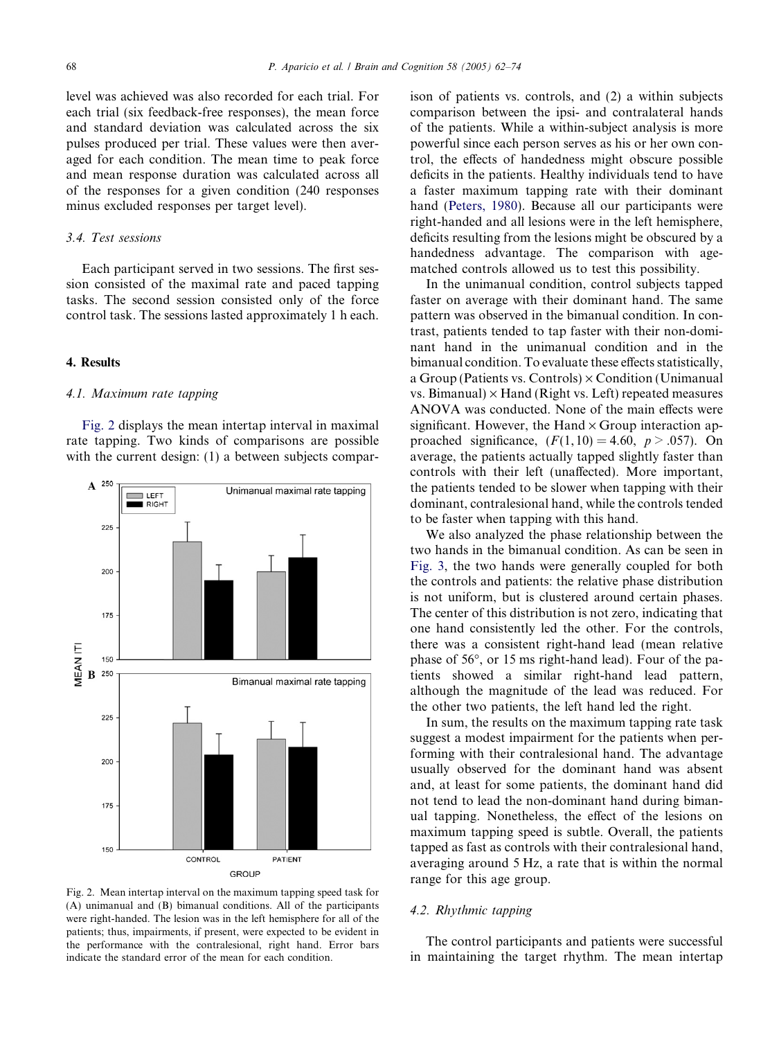level was achieved was also recorded for each trial. For each trial (six feedback-free responses), the mean force and standard deviation was calculated across the six pulses produced per trial. These values were then averaged for each condition. The mean time to peak force and mean response duration was calculated across all of the responses for a given condition (240 responses minus excluded responses per target level).

### 3.4. Test sessions

Each participant served in two sessions. The first session consisted of the maximal rate and paced tapping tasks. The second session consisted only of the force control task. The sessions lasted approximately 1 h each.

## 4. Results

### 4.1. Maximum rate tapping

Fig. 2 displays the mean intertap interval in maximal rate tapping. Two kinds of comparisons are possible with the current design: (1) a between subjects comparison of patients vs. controls, and (2) a within subjects comparison between the ipsi- and contralateral hands of the patients. While a within-subject analysis is more powerful since each person serves as his or her own control, the effects of handedness might obscure possible deficits in the patients. Healthy individuals tend to have a faster maximum tapping rate with their dominant hand (Peters, 1980). Because all our participants were right-handed and all lesions were in the left hemisphere, deficits resulting from the lesions might be obscured by a handedness advantage. The comparison with age-matched controls allowed us to test this possibility.

A
Unimanual maximal rate tapping
LEFT
RIGHT
250
225
200
175
150

B
Bimanual maximal rate tapping
250
225
200
175
150

MEAN ITI
CONTROL
PATIENT
GROUP

Fig. 2. Mean intertap interval on the maximum tapping speed task for (A) unimanual and (B) bimanual conditions. All of the participants were right-handed. The lesion was in the left hemisphere for all of the patients; thus, impairments, if present, were expected to be evident in the performance with the contralesional, right hand. Error bars indicate the standard error of the mean for each condition.

In the unimanual condition, control subjects tapped faster on average with their dominant hand. The same pattern was observed in the bimanual condition. In contrast, patients tended to tap faster with their non-dominant hand in the unimanual condition and in the bimanual condition. To evaluate these effects statistically, a Group (Patients vs. Controls) × Condition (Unimanual vs. Bimanual) × Hand (Right vs. Left) repeated measures ANOVA was conducted. None of the main effects were significant. However, the Hand × Group interaction approached significance, ($F(1,10) = 4.60$, $p > .057$). On average, the patients actually tapped slightly faster than controls with their left (unaffected). More important, the patients tended to be slower when tapping with their dominant, contralesional hand, while the controls tended to be faster when tapping with this hand.

We also analyzed the phase relationship between the two hands in the bimanual condition. As can be seen in Fig. 3, the two hands were generally coupled for both the controls and patients: the relative phase distribution is not uniform, but is clustered around certain phases. The center of this distribution is not zero, indicating that one hand consistently led the other. For the controls, there was a consistent right-hand lead (mean relative phase of 56°, or 15 ms right-hand lead). Four of the patients showed a similar right-hand lead pattern, although the magnitude of the lead was reduced. For the other two patients, the left hand led the right.

In sum, the results on the maximum tapping rate task suggest a modest impairment for the patients when performing with their contralesional hand. The advantage usually observed for the dominant hand was absent and, at least for some patients, the dominant hand did not tend to lead the non-dominant hand during bimanual tapping. Nonetheless, the effect of the lesions on maximum tapping speed is subtle. Overall, the patients tapped as fast as controls with their contralesional hand, averaging around 5 Hz, a rate that is within the normal range for this age group.

### 4.2. Rhythmic tapping

The control participants and patients were successful in maintaining the target rhythm. The mean intertap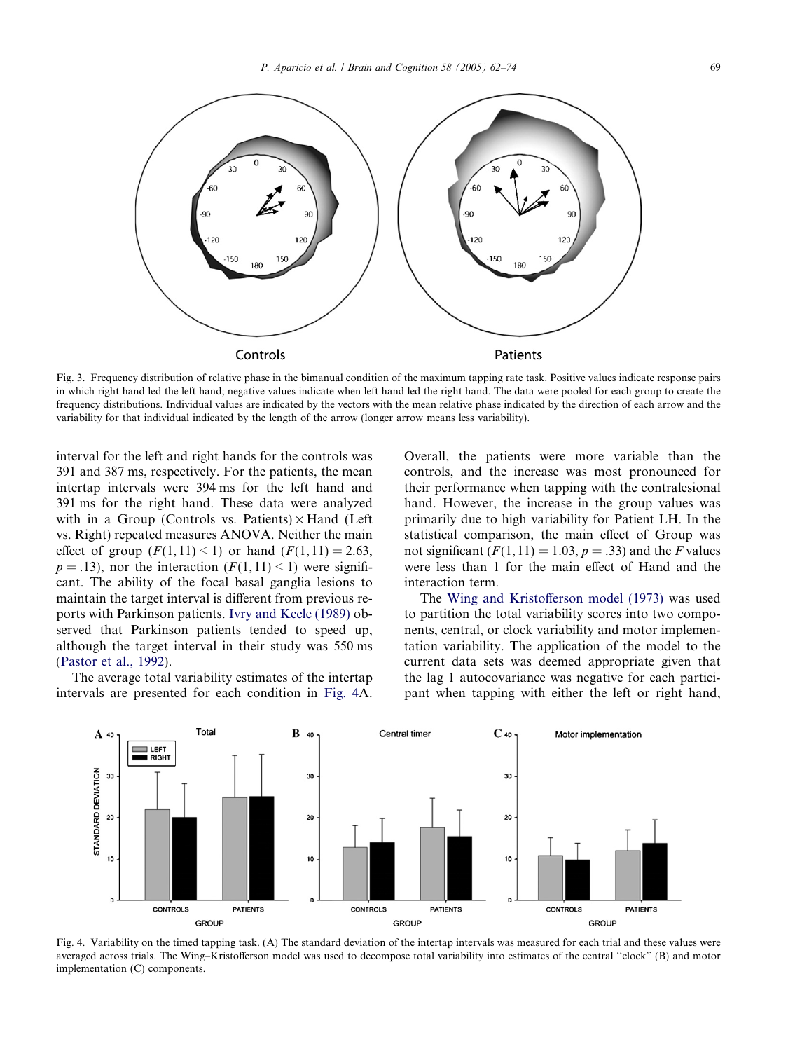Fig. 3. Frequency distribution of relative phase in the bimanual condition of the maximum tapping rate task. Positive values indicate response pairs in which right hand led the left hand; negative values indicate when left hand led the right hand. The data were pooled for each group to create the frequency distributions. Individual values are indicated by the vectors with the mean relative phase indicated by the direction of each arrow and the variability for that individual indicated by the length of the arrow (longer arrow means less variability).

interval for the left and right hands for the controls was 391 and 387 ms, respectively. For the patients, the mean intertap intervals were 394 ms for the left hand and 391 ms for the right hand. These data were analyzed with in a Group (Controls vs. Patients) × Hand (Left vs. Right) repeated measures ANOVA. Neither the main effect of group ($F(1,11) < 1$) or hand ($F(1,11) = 2.63$, $p = .13$), nor the interaction ($F(1,11) < 1$) were significant. The ability of the focal basal ganglia lesions to maintain the target interval is different from previous reports with Parkinson patients. Ivry and Keele (1989) observed that Parkinson patients tended to speed up, although the target interval in their study was 550 ms (Pastor et al., 1992).

The average total variability estimates of the intertap intervals are presented for each condition in Fig. 4A. Overall, the patients were more variable than the controls, and the increase was most pronounced for their performance when tapping with the contralesional hand. However, the increase in the group values was primarily due to high variability for Patient LH. In the statistical comparison, the main effect of Group was not significant ($F(1,11) = 1.03$, $p = .33$) and the $F$ values were less than 1 for the main effect of Hand and the interaction term.

The Wing and Kristofferson model (1973) was used to partition the total variability scores into two components, central, or clock variability and motor implementation variability. The application of the model to the current data sets was deemed appropriate given that the lag 1 autocovariance was negative for each participant when tapping with either the left or right hand,

Fig. 4. Variability on the timed tapping task. (A) The standard deviation of the intertap intervals was measured for each trial and these values were averaged across trials. The Wing–Kristofferson model was used to decompose total variability into estimates of the central "clock" (B) and motor implementation (C) components.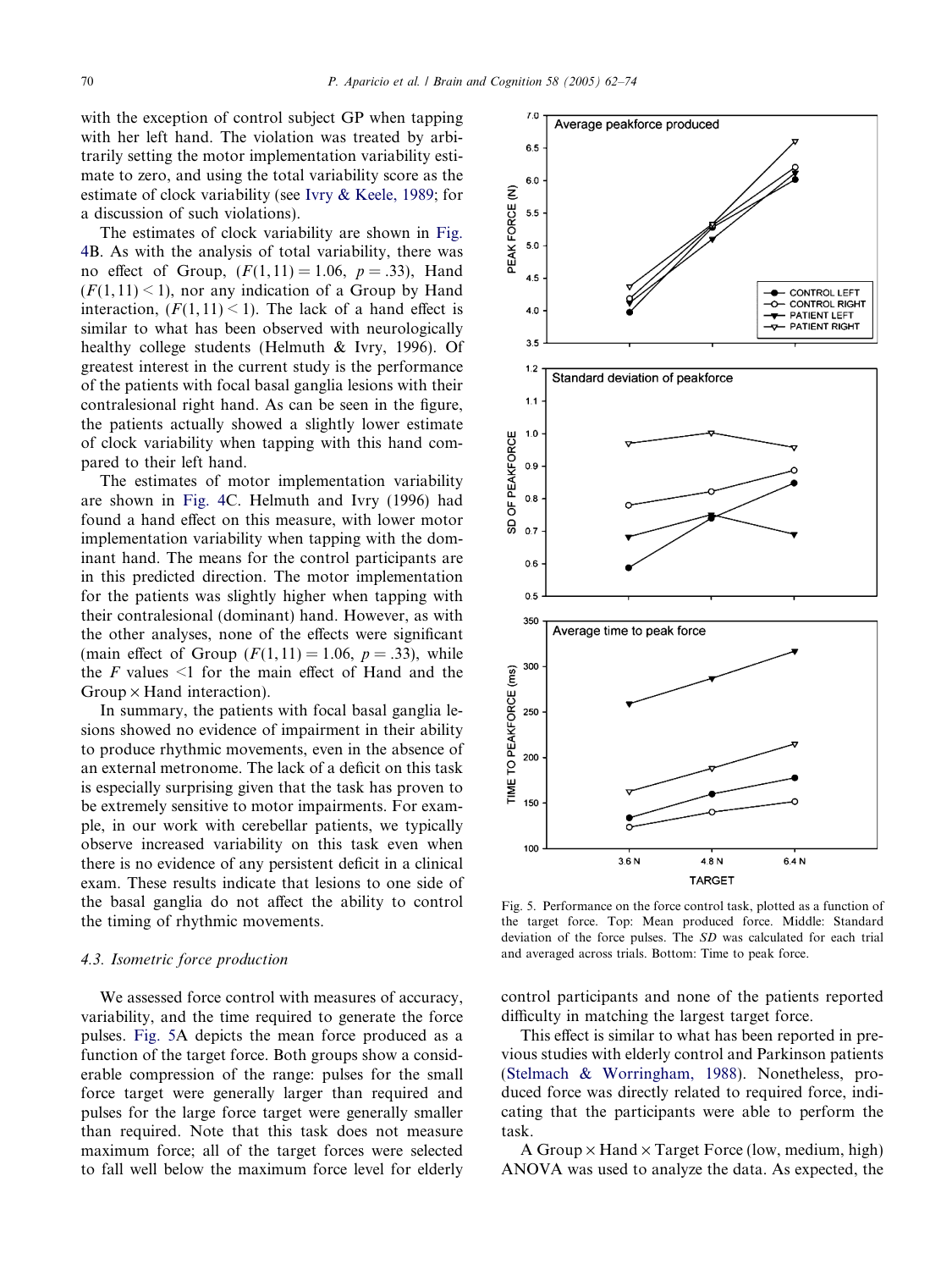with the exception of control subject GP when tapping with her left hand. The violation was treated by arbitrarily setting the motor implementation variability estimate to zero, and using the total variability score as the estimate of clock variability (see Ivry & Keele, 1989; for a discussion of such violations).

The estimates of clock variability are shown in Fig. 4B. As with the analysis of total variability, there was no effect of Group, ($F(1,11) = 1.06$, $p = .33$), Hand ($F(1,11) < 1$), nor any indication of a Group by Hand interaction, ($F(1,11) < 1$). The lack of a hand effect is similar to what has been observed with neurologically healthy college students (Helmuth & Ivry, 1996). Of greatest interest in the current study is the performance of the patients with focal basal ganglia lesions with their contralesional right hand. As can be seen in the figure, the patients actually showed a slightly lower estimate of clock variability when tapping with this hand compared to their left hand.

The estimates of motor implementation variability are shown in Fig. 4C. Helmuth and Ivry (1996) had found a hand effect on this measure, with lower motor implementation variability when tapping with the dominant hand. The means for the control participants are in this predicted direction. The motor implementation for the patients was slightly higher when tapping with their contralesional (dominant) hand. However, as with the other analyses, none of the effects were significant (main effect of Group ($F(1,11) = 1.06$, $p = .33$), while the $F$ values <1 for the main effect of Hand and the Group × Hand interaction).

In summary, the patients with focal basal ganglia lesions showed no evidence of impairment in their ability to produce rhythmic movements, even in the absence of an external metronome. The lack of a deficit on this task is especially surprising given that the task has proven to be extremely sensitive to motor impairments. For example, in our work with cerebellar patients, we typically observe increased variability on this task even when there is no evidence of any persistent deficit in a clinical exam. These results indicate that lesions to one side of the basal ganglia do not affect the ability to control the timing of rhythmic movements.

### 4.3. Isometric force production

We assessed force control with measures of accuracy, variability, and the time required to generate the force pulses. Fig. 5A depicts the mean force produced as a function of the target force. Both groups show a considerable compression of the range: pulses for the small force target were generally larger than required and pulses for the large force target were generally smaller than required. Note that this task does not measure maximum force; all of the target forces were selected to fall well below the maximum force level for elderly

Average peakforce produced
PEAK FORCE (N)
7.0
6.5
6.0
5.5
5.0
4.5
4.0
3.5
CONTROL LEFT
CONTROL RIGHT
PATIENT LEFT
PATIENT RIGHT

Standard deviation of peakforce
SD OF PEAKFORCE
1.2
1.1
1.0
0.9
0.8
0.7
0.6
0.5

Average time to peak force
TIME TO PEAKFORCE (ms)
350
300
250
200
150
100
3.6 N
4.8 N
6.4 N
TARGET

Fig. 5. Performance on the force control task, plotted as a function of the target force. Top: Mean produced force. Middle: Standard deviation of the force pulses. The *SD* was calculated for each trial and averaged across trials. Bottom: Time to peak force.

control participants and none of the patients reported difficulty in matching the largest target force.

This effect is similar to what has been reported in previous studies with elderly control and Parkinson patients (Stelmach & Worringham, 1988). Nonetheless, produced force was directly related to required force, indicating that the participants were able to perform the task.

A Group × Hand × Target Force (low, medium, high) ANOVA was used to analyze the data. As expected, the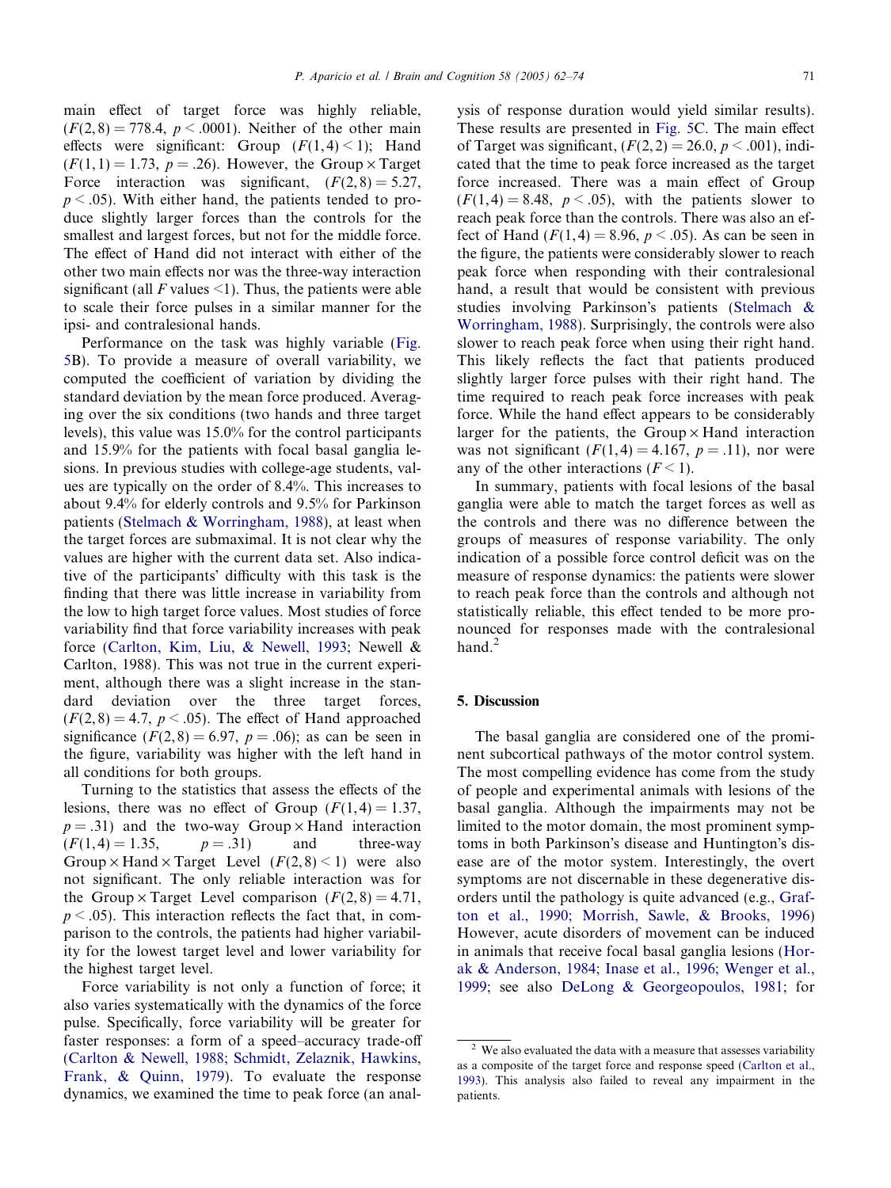main effect of target force was highly reliable, ($F(2,8) = 778.4$, $p < .0001$). Neither of the other main effects were significant: Group ($F(1,4) < 1$); Hand ($F(1,1) = 1.73$, $p = .26$). However, the Group × Target Force interaction was significant, ($F(2,8) = 5.27$, $p < .05$). With either hand, the patients tended to produce slightly larger forces than the controls for the smallest and largest forces, but not for the middle force. The effect of Hand did not interact with either of the other two main effects nor was the three-way interaction significant (all $F$ values <1). Thus, the patients were able to scale their force pulses in a similar manner for the ipsi- and contralesional hands.

Performance on the task was highly variable (Fig. 5B). To provide a measure of overall variability, we computed the coefficient of variation by dividing the standard deviation by the mean force produced. Averaging over the six conditions (two hands and three target levels), this value was 15.0% for the control participants and 15.9% for the patients with focal basal ganglia lesions. In previous studies with college-age students, values are typically on the order of 8.4%. This increases to about 9.4% for elderly controls and 9.5% for Parkinson patients (Stelmach & Worringham, 1988), at least when the target forces are submaximal. It is not clear why the values are higher with the current data set. Also indicative of the participants' difficulty with this task is the finding that there was little increase in variability from the low to high target force values. Most studies of force variability find that force variability increases with peak force (Carlton, Kim, Liu, & Newell, 1993; Newell & Carlton, 1988). This was not true in the current experiment, although there was a slight increase in the standard deviation over the three target forces, ($F(2,8) = 4.7$, $p < .05$). The effect of Hand approached significance ($F(2,8) = 6.97$, $p = .06$); as can be seen in the figure, variability was higher with the left hand in all conditions for both groups.

Turning to the statistics that assess the effects of the lesions, there was no effect of Group ($F(1,4) = 1.37$, $p = .31$) and the two-way Group × Hand interaction ($F(1,4) = 1.35$, $p = .31$) and three-way Group × Hand × Target Level ($F(2,8) < 1$) were also not significant. The only reliable interaction was for the Group × Target Level comparison ($F(2,8) = 4.71$, $p < .05$). This interaction reflects the fact that, in comparison to the controls, the patients had higher variability for the lowest target level and lower variability for the highest target level.

Force variability is not only a function of force; it also varies systematically with the dynamics of the force pulse. Specifically, force variability will be greater for faster responses: a form of a speed–accuracy trade-off (Carlton & Newell, 1988; Schmidt, Zelaznik, Hawkins, Frank, & Quinn, 1979). To evaluate the response dynamics, we examined the time to peak force (an analysis of response duration would yield similar results). These results are presented in Fig. 5C. The main effect of Target was significant, ($F(2,2) = 26.0$, $p < .001$), indicated that the time to peak force increased as the target force increased. There was a main effect of Group ($F(1,4) = 8.48$, $p < .05$), with the patients slower to reach peak force than the controls. There was also an effect of Hand ($F(1,4) = 8.96$, $p < .05$). As can be seen in the figure, the patients were considerably slower to reach peak force when responding with their contralesional hand, a result that would be consistent with previous studies involving Parkinson's patients (Stelmach & Worringham, 1988). Surprisingly, the controls were also slower to reach peak force when using their right hand. This likely reflects the fact that patients produced slightly larger force pulses with their right hand. The time required to reach peak force increases with peak force. While the hand effect appears to be considerably larger for the patients, the Group × Hand interaction was not significant ($F(1,4) = 4.167$, $p = .11$), nor were any of the other interactions ($F < 1$).

In summary, patients with focal lesions of the basal ganglia were able to match the target forces as well as the controls and there was no difference between the groups of measures of response variability. The only indication of a possible force control deficit was on the measure of response dynamics: the patients were slower to reach peak force than the controls and although not statistically reliable, this effect tended to be more pronounced for responses made with the contralesional hand.[2]

## 5. Discussion

The basal ganglia are considered one of the prominent subcortical pathways of the motor control system. The most compelling evidence has come from the study of people and experimental animals with lesions of the basal ganglia. Although the impairments may not be limited to the motor domain, the most prominent symptoms in both Parkinson's disease and Huntington's disease are of the motor system. Interestingly, the overt symptoms are not discernable in these degenerative disorders until the pathology is quite advanced (e.g., Grafton et al., 1990; Morrish, Sawle, & Brooks, 1996) However, acute disorders of movement can be induced in animals that receive focal basal ganglia lesions (Horak & Anderson, 1984; Inase et al., 1996; Wenger et al., 1999; see also DeLong & Georgeopoulos, 1981; for

[2] We also evaluated the data with a measure that assesses variability as a composite of the target force and response speed (Carlton et al., 1993). This analysis also failed to reveal any impairment in the patients.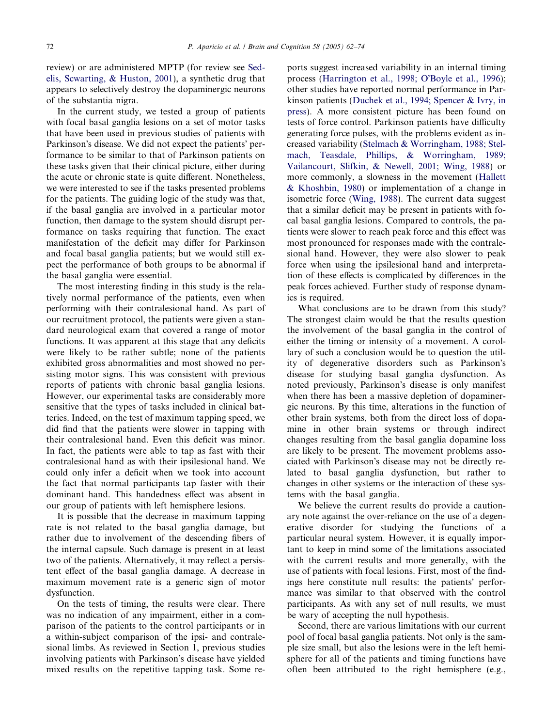review) or are administered MPTP (for review see Sedelis, Scwarting, & Huston, 2001), a synthetic drug that appears to selectively destroy the dopaminergic neurons of the substantia nigra.

In the current study, we tested a group of patients with focal basal ganglia lesions on a set of motor tasks that have been used in previous studies of patients with Parkinson's disease. We did not expect the patients' performance to be similar to that of Parkinson patients on these tasks given that their clinical picture, either during the acute or chronic state is quite different. Nonetheless, we were interested to see if the tasks presented problems for the patients. The guiding logic of the study was that, if the basal ganglia are involved in a particular motor function, then damage to the system should disrupt performance on tasks requiring that function. The exact manifestation of the deficit may differ for Parkinson and focal basal ganglia patients; but we would still expect the performance of both groups to be abnormal if the basal ganglia were essential.

The most interesting finding in this study is the relatively normal performance of the patients, even when performing with their contralesional hand. As part of our recruitment protocol, the patients were given a standard neurological exam that covered a range of motor functions. It was apparent at this stage that any deficits were likely to be rather subtle; none of the patients exhibited gross abnormalities and most showed no persisting motor signs. This was consistent with previous reports of patients with chronic basal ganglia lesions. However, our experimental tasks are considerably more sensitive that the types of tasks included in clinical batteries. Indeed, on the test of maximum tapping speed, we did find that the patients were slower in tapping with their contralesional hand. Even this deficit was minor. In fact, the patients were able to tap as fast with their contralesional hand as with their ipsilesional hand. We could only infer a deficit when we took into account the fact that normal participants tap faster with their dominant hand. This handedness effect was absent in our group of patients with left hemisphere lesions.

It is possible that the decrease in maximum tapping rate is not related to the basal ganglia damage, but rather due to involvement of the descending fibers of the internal capsule. Such damage is present in at least two of the patients. Alternatively, it may reflect a persistent effect of the basal ganglia damage. A decrease in maximum movement rate is a generic sign of motor dysfunction.

On the tests of timing, the results were clear. There was no indication of any impairment, either in a comparison of the patients to the control participants or in a within-subject comparison of the ipsi- and contralesional limbs. As reviewed in Section 1, previous studies involving patients with Parkinson's disease have yielded mixed results on the repetitive tapping task. Some reports suggest increased variability in an internal timing process (Harrington et al., 1998; O'Boyle et al., 1996); other studies have reported normal performance in Parkinson patients (Duchek et al., 1994; Spencer & Ivry, in press). A more consistent picture has been found on tests of force control. Parkinson patients have difficulty generating force pulses, with the problems evident as increased variability (Stelmach & Worringham, 1988; Stelmach, Teasdale, Phillips, & Worringham, 1989; Vailancourt, Slifkin, & Newell, 2001; Wing, 1988) or more commonly, a slowness in the movement (Hallett & Khoshbin, 1980) or implementation of a change in isometric force (Wing, 1988). The current data suggest that a similar deficit may be present in patients with focal basal ganglia lesions. Compared to controls, the patients were slower to reach peak force and this effect was most pronounced for responses made with the contralesional hand. However, they were also slower to peak force when using the ipsilesional hand and interpretation of these effects is complicated by differences in the peak forces achieved. Further study of response dynamics is required.

What conclusions are to be drawn from this study? The strongest claim would be that the results question the involvement of the basal ganglia in the control of either the timing or intensity of a movement. A corollary of such a conclusion would be to question the utility of degenerative disorders such as Parkinson's disease for studying basal ganglia dysfunction. As noted previously, Parkinson's disease is only manifest when there has been a massive depletion of dopaminergic neurons. By this time, alterations in the function of other brain systems, both from the direct loss of dopamine in other brain systems or through indirect changes resulting from the basal ganglia dopamine loss are likely to be present. The movement problems associated with Parkinson's disease may not be directly related to basal ganglia dysfunction, but rather to changes in other systems or the interaction of these systems with the basal ganglia.

We believe the current results do provide a cautionary note against the over-reliance on the use of a degenerative disorder for studying the functions of a particular neural system. However, it is equally important to keep in mind some of the limitations associated with the current results and more generally, with the use of patients with focal lesions. First, most of the findings here constitute null results: the patients' performance was similar to that observed with the control participants. As with any set of null results, we must be wary of accepting the null hypothesis.

Second, there are various limitations with our current pool of focal basal ganglia patients. Not only is the sample size small, but also the lesions were in the left hemisphere for all of the patients and timing functions have often been attributed to the right hemisphere (e.g.,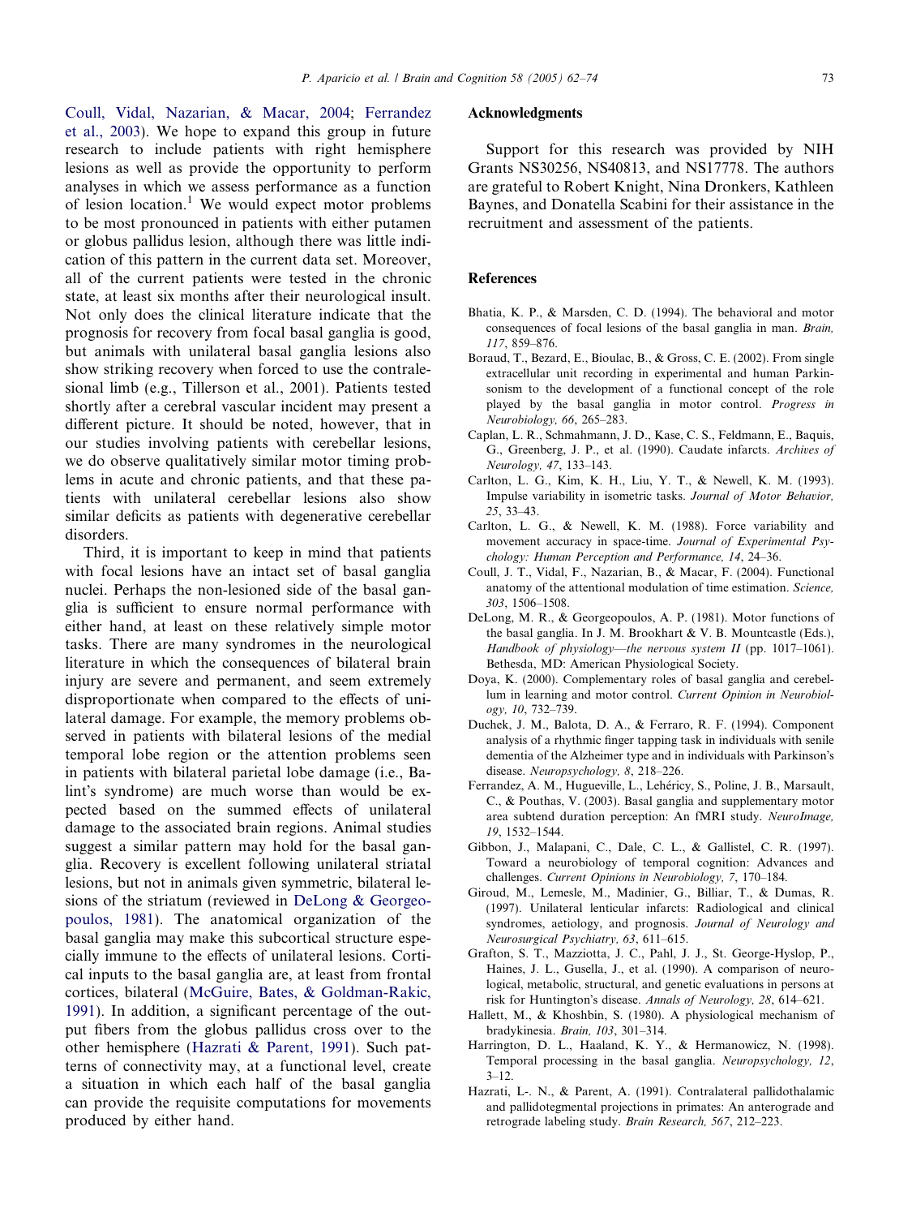Coull, Vidal, Nazarian, & Macar, 2004; Ferrandez et al., 2003). We hope to expand this group in future research to include patients with right hemisphere lesions as well as provide the opportunity to perform analyses in which we assess performance as a function of lesion location.[1] We would expect motor problems to be most pronounced in patients with either putamen or globus pallidus lesion, although there was little indication of this pattern in the current data set. Moreover, all of the current patients were tested in the chronic state, at least six months after their neurological insult. Not only does the clinical literature indicate that the prognosis for recovery from focal basal ganglia is good, but animals with unilateral basal ganglia lesions also show striking recovery when forced to use the contralesional limb (e.g., Tillerson et al., 2001). Patients tested shortly after a cerebral vascular incident may present a different picture. It should be noted, however, that in our studies involving patients with cerebellar lesions, we do observe qualitatively similar motor timing problems in acute and chronic patients, and that these patients with unilateral cerebellar lesions also show similar deficits as patients with degenerative cerebellar disorders.

Third, it is important to keep in mind that patients with focal lesions have an intact set of basal ganglia nuclei. Perhaps the non-lesioned side of the basal ganglia is sufficient to ensure normal performance with either hand, at least on these relatively simple motor tasks. There are many syndromes in the neurological literature in which the consequences of bilateral brain injury are severe and permanent, and seem extremely disproportionate when compared to the effects of unilateral damage. For example, the memory problems observed in patients with bilateral lesions of the medial temporal lobe region or the attention problems seen in patients with bilateral parietal lobe damage (i.e., Balint's syndrome) are much worse than would be expected based on the summed effects of unilateral damage to the associated brain regions. Animal studies suggest a similar pattern may hold for the basal ganglia. Recovery is excellent following unilateral striatal lesions, but not in animals given symmetric, bilateral lesions of the striatum (reviewed in DeLong & Georgeopoulos, 1981). The anatomical organization of the basal ganglia may make this subcortical structure especially immune to the effects of unilateral lesions. Cortical inputs to the basal ganglia are, at least from frontal cortices, bilateral (McGuire, Bates, & Goldman-Rakic, 1991). In addition, a significant percentage of the output fibers from the globus pallidus cross over to the other hemisphere (Hazrati & Parent, 1991). Such patterns of connectivity may, at a functional level, create a situation in which each half of the basal ganglia can provide the requisite computations for movements produced by either hand.

## Acknowledgments

Support for this research was provided by NIH Grants NS30256, NS40813, and NS17778. The authors are grateful to Robert Knight, Nina Dronkers, Kathleen Baynes, and Donatella Scabini for their assistance in the recruitment and assessment of the patients.

## References

Bhatia, K. P., & Marsden, C. D. (1994). The behavioral and motor consequences of focal lesions of the basal ganglia in man. *Brain, 117*, 859–876.

Boraud, T., Bezard, E., Bioulac, B., & Gross, C. E. (2002). From single extracellular unit recording in experimental and human Parkinsonism to the development of a functional concept of the role played by the basal ganglia in motor control. *Progress in Neurobiology, 66*, 265–283.

Caplan, L. R., Schmahmann, J. D., Kase, C. S., Feldmann, E., Baquis, G., Greenberg, J. P., et al. (1990). Caudate infarcts. *Archives of Neurology, 47*, 133–143.

Carlton, L. G., Kim, K. H., Liu, Y. T., & Newell, K. M. (1993). Impulse variability in isometric tasks. *Journal of Motor Behavior, 25*, 33–43.

Carlton, L. G., & Newell, K. M. (1988). Force variability and movement accuracy in space-time. *Journal of Experimental Psychology: Human Perception and Performance, 14*, 24–36.

Coull, J. T., Vidal, F., Nazarian, B., & Macar, F. (2004). Functional anatomy of the attentional modulation of time estimation. *Science, 303*, 1506–1508.

DeLong, M. R., & Georgeopoulos, A. P. (1981). Motor functions of the basal ganglia. In J. M. Brookhart & V. B. Mountcastle (Eds.), *Handbook of physiology—the nervous system II* (pp. 1017–1061). Bethesda, MD: American Physiological Society.

Doya, K. (2000). Complementary roles of basal ganglia and cerebellum in learning and motor control. *Current Opinion in Neurobiology, 10*, 732–739.

Duchek, J. M., Balota, D. A., & Ferraro, R. F. (1994). Component analysis of a rhythmic finger tapping task in individuals with senile dementia of the Alzheimer type and in individuals with Parkinson's disease. *Neuropsychology, 8*, 218–226.

Ferrandez, A. M., Hugueville, L., Lehéricy, S., Poline, J. B., Marsault, C., & Pouthas, V. (2003). Basal ganglia and supplementary motor area subtend duration perception: An fMRI study. *NeuroImage, 19*, 1532–1544.

Gibbon, J., Malapani, C., Dale, C. L., & Gallistel, C. R. (1997). Toward a neurobiology of temporal cognition: Advances and challenges. *Current Opinions in Neurobiology, 7*, 170–184.

Giroud, M., Lemesle, M., Madinier, G., Billiar, T., & Dumas, R. (1997). Unilateral lenticular infarcts: Radiological and clinical syndromes, aetiology, and prognosis. *Journal of Neurology and Neurosurgical Psychiatry, 63*, 611–615.

Grafton, S. T., Mazziotta, J. C., Pahl, J. J., St. George-Hyslop, P., Haines, J. L., Gusella, J., et al. (1990). A comparison of neurological, metabolic, structural, and genetic evaluations in persons at risk for Huntington's disease. *Annals of Neurology, 28*, 614–621.

Hallett, M., & Khoshbin, S. (1980). A physiological mechanism of bradykinesia. *Brain, 103*, 301–314.

Harrington, D. L., Haaland, K. Y., & Hermanowicz, N. (1998). Temporal processing in the basal ganglia. *Neuropsychology, 12*, 3–12.

Hazrati, L-. N., & Parent, A. (1991). Contralateral pallidothalamic and pallidotegmental projections in primates: An anterograde and retrograde labeling study. *Brain Research, 567*, 212–223.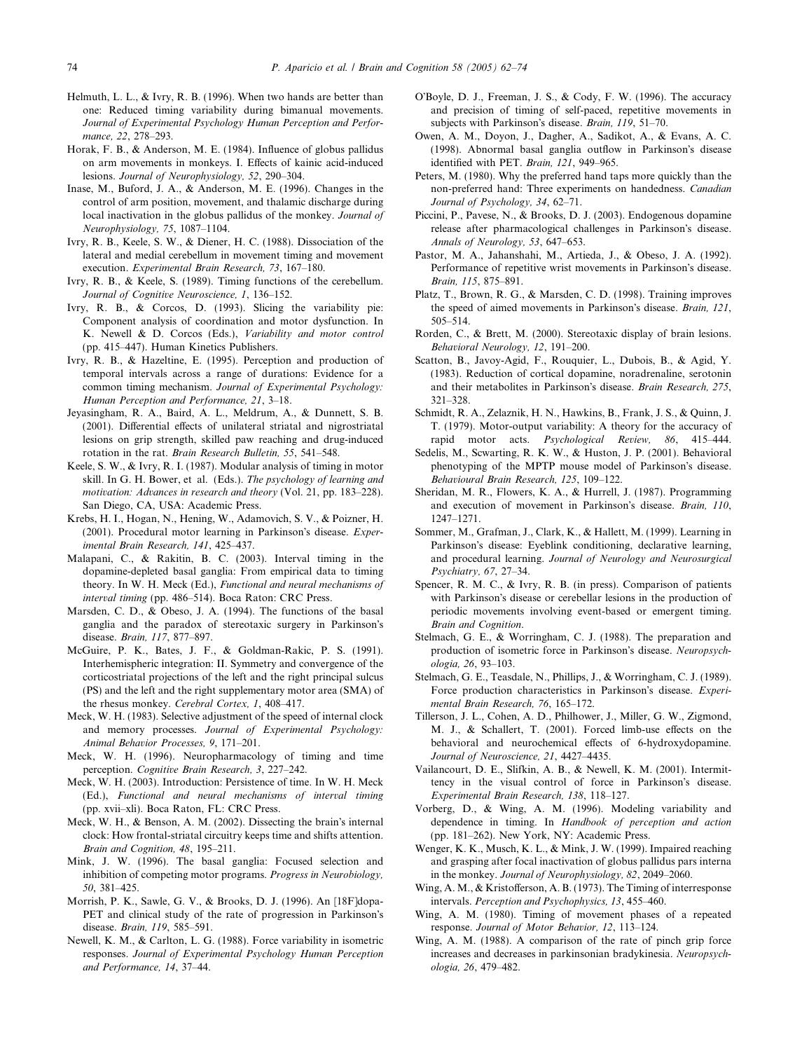Helmuth, L. L., & Ivry, R. B. (1996). When two hands are better than one: Reduced timing variability during bimanual movements. *Journal of Experimental Psychology Human Perception and Performance, 22*, 278–293.

Horak, F. B., & Anderson, M. E. (1984). Influence of globus pallidus on arm movements in monkeys. I. Effects of kainic acid-induced lesions. *Journal of Neurophysiology, 52*, 290–304.

Inase, M., Buford, J. A., & Anderson, M. E. (1996). Changes in the control of arm position, movement, and thalamic discharge during local inactivation in the globus pallidus of the monkey. *Journal of Neurophysiology, 75*, 1087–1104.

Ivry, R. B., Keele, S. W., & Diener, H. C. (1988). Dissociation of the lateral and medial cerebellum in movement timing and movement execution. *Experimental Brain Research, 73*, 167–180.

Ivry, R. B., & Keele, S. (1989). Timing functions of the cerebellum. *Journal of Cognitive Neuroscience, 1*, 136–152.

Ivry, R. B., & Corcos, D. (1993). Slicing the variability pie: Component analysis of coordination and motor dysfunction. In K. Newell & D. Corcos (Eds.), *Variability and motor control* (pp. 415–447). Human Kinetics Publishers.

Ivry, R. B., & Hazeltine, E. (1995). Perception and production of temporal intervals across a range of durations: Evidence for a common timing mechanism. *Journal of Experimental Psychology: Human Perception and Performance, 21*, 3–18.

Jeyasingham, R. A., Baird, A. L., Meldrum, A., & Dunnett, S. B. (2001). Differential effects of unilateral striatal and nigrostriatal lesions on grip strength, skilled paw reaching and drug-induced rotation in the rat. *Brain Research Bulletin, 55*, 541–548.

Keele, S. W., & Ivry, R. I. (1987). Modular analysis of timing in motor skill. In G. H. Bower, et al. (Eds.). *The psychology of learning and motivation: Advances in research and theory* (Vol. 21, pp. 183–228). San Diego, CA, USA: Academic Press.

Krebs, H. I., Hogan, N., Hening, W., Adamovich, S. V., & Poizner, H. (2001). Procedural motor learning in Parkinson's disease. *Experimental Brain Research, 141*, 425–437.

Malapani, C., & Rakitin, B. C. (2003). Interval timing in the dopamine-depleted basal ganglia: From empirical data to timing theory. In W. H. Meck (Ed.), *Functional and neural mechanisms of interval timing* (pp. 486–514). Boca Raton: CRC Press.

Marsden, C. D., & Obeso, J. A. (1994). The functions of the basal ganglia and the paradox of stereotaxic surgery in Parkinson's disease. *Brain, 117*, 877–897.

McGuire, P. K., Bates, J. F., & Goldman-Rakic, P. S. (1991). Interhemispheric integration: II. Symmetry and convergence of the corticostriatal projections of the left and the right principal sulcus (PS) and the left and the right supplementary motor area (SMA) of the rhesus monkey. *Cerebral Cortex, 1*, 408–417.

Meck, W. H. (1983). Selective adjustment of the speed of internal clock and memory processes. *Journal of Experimental Psychology: Animal Behavior Processes, 9*, 171–201.

Meck, W. H. (1996). Neuropharmacology of timing and time perception. *Cognitive Brain Research, 3*, 227–242.

Meck, W. H. (2003). Introduction: Persistence of time. In W. H. Meck (Ed.), *Functional and neural mechanisms of interval timing* (pp. xvii–xli). Boca Raton, FL: CRC Press.

Meck, W. H., & Benson, A. M. (2002). Dissecting the brain's internal clock: How frontal-striatal circuitry keeps time and shifts attention. *Brain and Cognition, 48*, 195–211.

Mink, J. W. (1996). The basal ganglia: Focused selection and inhibition of competing motor programs. *Progress in Neurobiology, 50*, 381–425.

Morrish, P. K., Sawle, G. V., & Brooks, D. J. (1996). An [18F]dopa-PET and clinical study of the rate of progression in Parkinson's disease. *Brain, 119*, 585–591.

Newell, K. M., & Carlton, L. G. (1988). Force variability in isometric responses. *Journal of Experimental Psychology Human Perception and Performance, 14*, 37–44.

O'Boyle, D. J., Freeman, J. S., & Cody, F. W. (1996). The accuracy and precision of timing of self-paced, repetitive movements in subjects with Parkinson's disease. *Brain, 119*, 51–70.

Owen, A. M., Doyon, J., Dagher, A., Sadikot, A., & Evans, A. C. (1998). Abnormal basal ganglia outflow in Parkinson's disease identified with PET. *Brain, 121*, 949–965.

Peters, M. (1980). Why the preferred hand taps more quickly than the non-preferred hand: Three experiments on handedness. *Canadian Journal of Psychology, 34*, 62–71.

Piccini, P., Pavese, N., & Brooks, D. J. (2003). Endogenous dopamine release after pharmacological challenges in Parkinson's disease. *Annals of Neurology, 53*, 647–653.

Pastor, M. A., Jahanshahi, M., Artieda, J., & Obeso, J. A. (1992). Performance of repetitive wrist movements in Parkinson's disease. *Brain, 115*, 875–891.

Platz, T., Brown, R. G., & Marsden, C. D. (1998). Training improves the speed of aimed movements in Parkinson's disease. *Brain, 121*, 505–514.

Rorden, C., & Brett, M. (2000). Stereotaxic display of brain lesions. *Behavioral Neurology, 12*, 191–200.

Scatton, B., Javoy-Agid, F., Rouquier, L., Dubois, B., & Agid, Y. (1983). Reduction of cortical dopamine, noradrenaline, serotonin and their metabolites in Parkinson's disease. *Brain Research, 275*, 321–328.

Schmidt, R. A., Zelaznik, H. N., Hawkins, B., Frank, J. S., & Quinn, J. T. (1979). Motor-output variability: A theory for the accuracy of rapid motor acts. *Psychological Review, 86*, 415–444.

Sedelis, M., Scwarting, R. K. W., & Huston, J. P. (2001). Behavioral phenotyping of the MPTP mouse model of Parkinson's disease. *Behavioural Brain Research, 125*, 109–122.

Sheridan, M. R., Flowers, K. A., & Hurrell, J. (1987). Programming and execution of movement in Parkinson's disease. *Brain, 110*, 1247–1271.

Sommer, M., Grafman, J., Clark, K., & Hallett, M. (1999). Learning in Parkinson's disease: Eyeblink conditioning, declarative learning, and procedural learning. *Journal of Neurology and Neurosurgical Psychiatry, 67*, 27–34.

Spencer, R. M. C., & Ivry, R. B. (in press). Comparison of patients with Parkinson's disease or cerebellar lesions in the production of periodic movements involving event-based or emergent timing. *Brain and Cognition*.

Stelmach, G. E., & Worringham, C. J. (1988). The preparation and production of isometric force in Parkinson's disease. *Neuropsychologia, 26*, 93–103.

Stelmach, G. E., Teasdale, N., Phillips, J., & Worringham, C. J. (1989). Force production characteristics in Parkinson's disease. *Experimental Brain Research, 76*, 165–172.

Tillerson, J. L., Cohen, A. D., Philhower, J., Miller, G. W., Zigmond, M. J., & Schallert, T. (2001). Forced limb-use effects on the behavioral and neurochemical effects of 6-hydroxydopamine. *Journal of Neuroscience, 21*, 4427–4435.

Vailancourt, D. E., Slifkin, A. B., & Newell, K. M. (2001). Intermittency in the visual control of force in Parkinson's disease. *Experimental Brain Research, 138*, 118–127.

Vorberg, D., & Wing, A. M. (1996). Modeling variability and dependence in timing. In *Handbook of perception and action* (pp. 181–262). New York, NY: Academic Press.

Wenger, K. K., Musch, K. L., & Mink, J. W. (1999). Impaired reaching and grasping after focal inactivation of globus pallidus pars interna in the monkey. *Journal of Neurophysiology, 82*, 2049–2060.

Wing, A. M., & Kristofferson, A. B. (1973). The Timing of interresponse intervals. *Perception and Psychophysics, 13*, 455–460.

Wing, A. M. (1980). Timing of movement phases of a repeated response. *Journal of Motor Behavior, 12*, 113–124.

Wing, A. M. (1988). A comparison of the rate of pinch grip force increases and decreases in parkinsonian bradykinesia. *Neuropsychologia, 26*, 479–482.